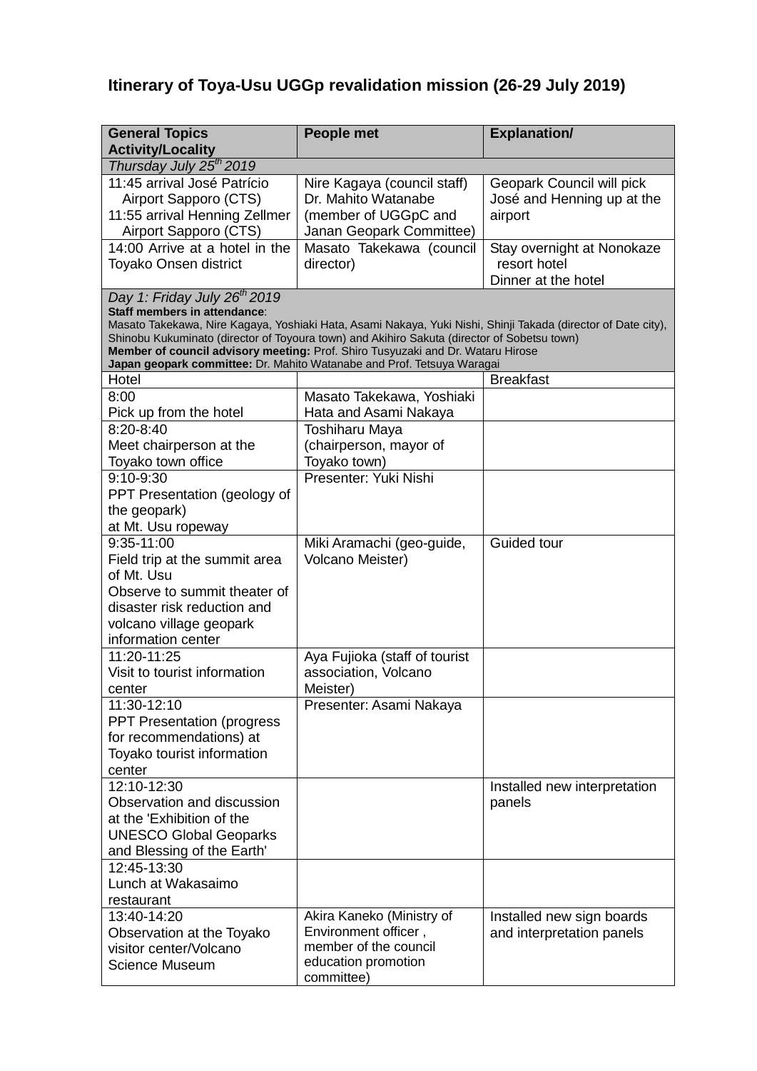### Itinerary of Toya-Usu UGGp revalidation mission (26-29 July 2019)

| General Topics Activity/Locality | People met | Explanation/ |
|---|---|---|
| *Thursday July 25th 2019* | | |
| 11:45 arrival José Patrício Airport Sapporo (CTS)<br>11:55 arrival Henning Zellmer Airport Sapporo (CTS) | Nire Kagaya (council staff)<br>Dr. Mahito Watanabe (member of UGGpC and Janan Geopark Committee) | Geopark Council will pick José and Henning up at the airport |
| 14:00 Arrive at a hotel in the Toyako Onsen district | Masato Takekawa (council director) | Stay overnight at Nonokaze resort hotel<br>Dinner at the hotel |
| *Day 1: Friday July 26th 2019*<br>**Staff members in attendance**: Masato Takekawa, Nire Kagaya, Yoshiaki Hata, Asami Nakaya, Yuki Nishi, Shinji Takada (director of Date city), Shinobu Kukuminato (director of Toyoura town) and Akihiro Sakuta (director of Sobetsu town)<br>**Member of council advisory meeting:** Prof. Shiro Tusyuzaki and Dr. Wataru Hirose<br>**Japan geopark committee:** Dr. Mahito Watanabe and Prof. Tetsuya Waragai | | |
| Hotel | | Breakfast |
| 8:00<br>Pick up from the hotel | Masato Takekawa, Yoshiaki Hata and Asami Nakaya | |
| 8:20-8:40<br>Meet chairperson at the Toyako town office | Toshiharu Maya (chairperson, mayor of Toyako town) | |
| 9:10-9:30<br>PPT Presentation (geology of the geopark) at Mt. Usu ropeway | Presenter: Yuki Nishi | |
| 9:35-11:00<br>Field trip at the summit area of Mt. Usu<br>Observe to summit theater of disaster risk reduction and volcano village geopark information center | Miki Aramachi (geo-guide, Volcano Meister) | Guided tour |
| 11:20-11:25<br>Visit to tourist information center | Aya Fujioka (staff of tourist association, Volcano Meister) | |
| 11:30-12:10<br>PPT Presentation (progress for recommendations) at Toyako tourist information center | Presenter: Asami Nakaya | |
| 12:10-12:30<br>Observation and discussion at the 'Exhibition of the UNESCO Global Geoparks and Blessing of the Earth' | | Installed new interpretation panels |
| 12:45-13:30<br>Lunch at Wakasaimo restaurant | | |
| 13:40-14:20<br>Observation at the Toyako visitor center/Volcano Science Museum | Akira Kaneko (Ministry of Environment officer , member of the council education promotion committee) | Installed new sign boards and interpretation panels |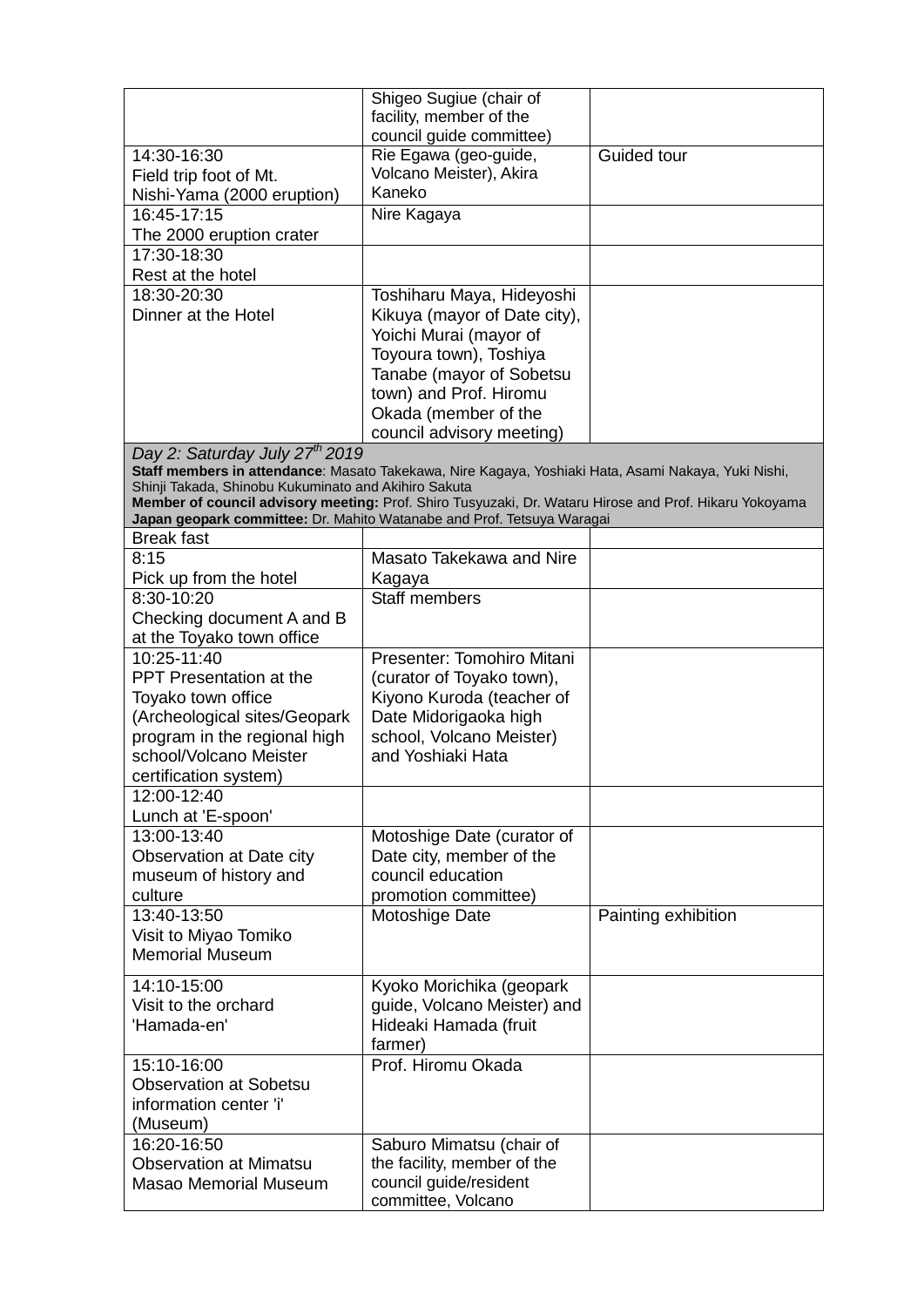| | | |
|---|---|---|
| | Shigeo Sugiue (chair of facility, member of the council guide committee) | |
| 14:30-16:30<br>Field trip foot of Mt. Nishi-Yama (2000 eruption) | Rie Egawa (geo-guide, Volcano Meister), Akira Kaneko | Guided tour |
| 16:45-17:15<br>The 2000 eruption crater | Nire Kagaya | |
| 17:30-18:30<br>Rest at the hotel | | |
| 18:30-20:30<br>Dinner at the Hotel | Toshiharu Maya, Hideyoshi Kikuya (mayor of Date city), Yoichi Murai (mayor of Toyoura town), Toshiya Tanabe (mayor of Sobetsu town) and Prof. Hiromu Okada (member of the council advisory meeting) | |
| *Day 2: Saturday July 27th 2019*<br>**Staff members in attendance**: Masato Takekawa, Nire Kagaya, Yoshiaki Hata, Asami Nakaya, Yuki Nishi, Shinji Takada, Shinobu Kukuminato and Akihiro Sakuta<br>**Member of council advisory meeting:** Prof. Shiro Tusyuzaki, Dr. Wataru Hirose and Prof. Hikaru Yokoyama<br>**Japan geopark committee:** Dr. Mahito Watanabe and Prof. Tetsuya Waragai | | |
| Break fast | | |
| 8:15<br>Pick up from the hotel | Masato Takekawa and Nire Kagaya | |
| 8:30-10:20<br>Checking document A and B at the Toyako town office | Staff members | |
| 10:25-11:40<br>PPT Presentation at the Toyako town office (Archeological sites/Geopark program in the regional high school/Volcano Meister certification system) | Presenter: Tomohiro Mitani (curator of Toyako town), Kiyono Kuroda (teacher of Date Midorigaoka high school, Volcano Meister) and Yoshiaki Hata | |
| 12:00-12:40<br>Lunch at 'E-spoon' | | |
| 13:00-13:40<br>Observation at Date city museum of history and culture | Motoshige Date (curator of Date city, member of the council education promotion committee) | |
| 13:40-13:50<br>Visit to Miyao Tomiko Memorial Museum | Motoshige Date | Painting exhibition |
| 14:10-15:00<br>Visit to the orchard 'Hamada-en' | Kyoko Morichika (geopark guide, Volcano Meister) and Hideaki Hamada (fruit farmer) | |
| 15:10-16:00<br>Observation at Sobetsu information center 'i' (Museum) | Prof. Hiromu Okada | |
| 16:20-16:50<br>Observation at Mimatsu Masao Memorial Museum | Saburo Mimatsu (chair of the facility, member of the council guide/resident committee, Volcano | |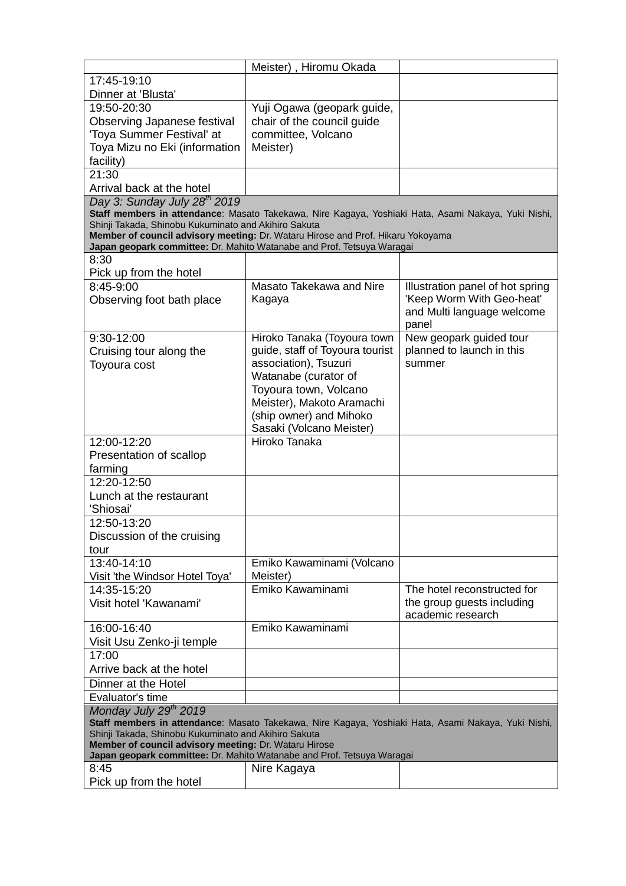| | | |
|---|---|---|
| | Meister) , Hiromu Okada | |
| 17:45-19:10<br>Dinner at 'Blusta' | | |
| 19:50-20:30<br>Observing Japanese festival 'Toya Summer Festival' at Toya Mizu no Eki (information facility) | Yuji Ogawa (geopark guide, chair of the council guide committee, Volcano Meister) | |
| 21:30<br>Arrival back at the hotel | | |
| *Day 3: Sunday July 28th 2019*<br>**Staff members in attendance**: Masato Takekawa, Nire Kagaya, Yoshiaki Hata, Asami Nakaya, Yuki Nishi, Shinji Takada, Shinobu Kukuminato and Akihiro Sakuta<br>**Member of council advisory meeting:** Dr. Wataru Hirose and Prof. Hikaru Yokoyama<br>**Japan geopark committee:** Dr. Mahito Watanabe and Prof. Tetsuya Waragai | | |
| 8:30<br>Pick up from the hotel | | |
| 8:45-9:00<br>Observing foot bath place | Masato Takekawa and Nire Kagaya | Illustration panel of hot spring 'Keep Worm With Geo-heat' and Multi language welcome panel |
| 9:30-12:00<br>Cruising tour along the Toyoura cost | Hiroko Tanaka (Toyoura town guide, staff of Toyoura tourist association), Tsuzuri Watanabe (curator of Toyoura town, Volcano Meister), Makoto Aramachi (ship owner) and Mihoko Sasaki (Volcano Meister) | New geopark guided tour planned to launch in this summer |
| 12:00-12:20<br>Presentation of scallop farming | Hiroko Tanaka | |
| 12:20-12:50<br>Lunch at the restaurant 'Shiosai' | | |
| 12:50-13:20<br>Discussion of the cruising tour | | |
| 13:40-14:10<br>Visit 'the Windsor Hotel Toya' | Emiko Kawaminami (Volcano Meister) | |
| 14:35-15:20<br>Visit hotel 'Kawanami' | Emiko Kawaminami | The hotel reconstructed for the group guests including academic research |
| 16:00-16:40<br>Visit Usu Zenko-ji temple | Emiko Kawaminami | |
| 17:00<br>Arrive back at the hotel | | |
| Dinner at the Hotel | | |
| Evaluator's time | | |
| *Monday July 29th 2019*<br>**Staff members in attendance**: Masato Takekawa, Nire Kagaya, Yoshiaki Hata, Asami Nakaya, Yuki Nishi, Shinji Takada, Shinobu Kukuminato and Akihiro Sakuta<br>**Member of council advisory meeting:** Dr. Wataru Hirose<br>**Japan geopark committee:** Dr. Mahito Watanabe and Prof. Tetsuya Waragai | | |
| 8:45<br>Pick up from the hotel | Nire Kagaya | |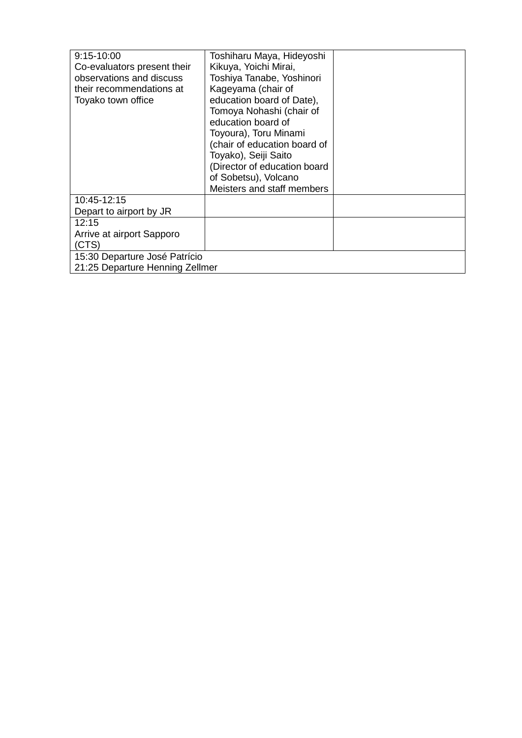| | | |
|---|---|---|
| 9:15-10:00<br>Co-evaluators present their observations and discuss their recommendations at Toyako town office | Toshiharu Maya, Hideyoshi Kikuya, Yoichi Mirai, Toshiya Tanabe, Yoshinori Kageyama (chair of education board of Date), Tomoya Nohashi (chair of education board of Toyoura), Toru Minami (chair of education board of Toyako), Seiji Saito (Director of education board of Sobetsu), Volcano Meisters and staff members | |
| 10:45-12:15<br>Depart to airport by JR | | |
| 12:15<br>Arrive at airport Sapporo (CTS) | | |
| 15:30 Departure José Patrício<br>21:25 Departure Henning Zellmer | | |